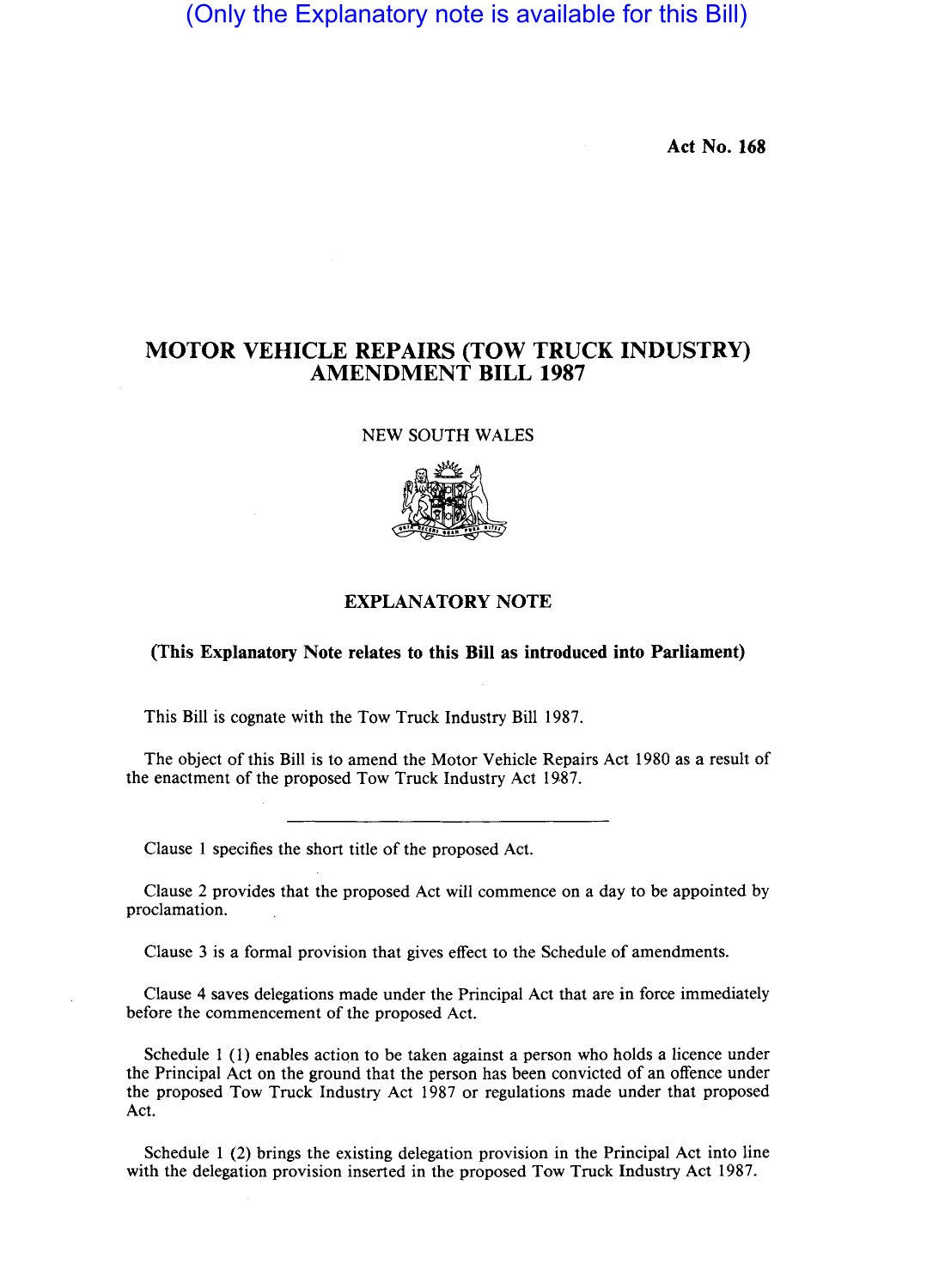(Only the Explanatory note is available for this Bill)

**Act No. 168**

# MOTOR VEHICLE REPAIRS (TOW TRUCK INDUSTRY) AMENDMENT BILL 1987

NEW SOUTH WALES

## EXPLANATORY NOTE

**(This Explanatory Note relates to this Bill as introduced into Parliament)**

This Bill is cognate with the Tow Truck Industry Bill 1987.

The object of this Bill is to amend the Motor Vehicle Repairs Act 1980 as a result of the enactment of the proposed Tow Truck Industry Act 1987.

---

Clause 1 specifies the short title of the proposed Act.

Clause 2 provides that the proposed Act will commence on a day to be appointed by proclamation.

Clause 3 is a formal provision that gives effect to the Schedule of amendments.

Clause 4 saves delegations made under the Principal Act that are in force immediately before the commencement of the proposed Act.

Schedule 1 (1) enables action to be taken against a person who holds a licence under the Principal Act on the ground that the person has been convicted of an offence under the proposed Tow Truck Industry Act 1987 or regulations made under that proposed Act.

Schedule 1 (2) brings the existing delegation provision in the Principal Act into line with the delegation provision inserted in the proposed Tow Truck Industry Act 1987.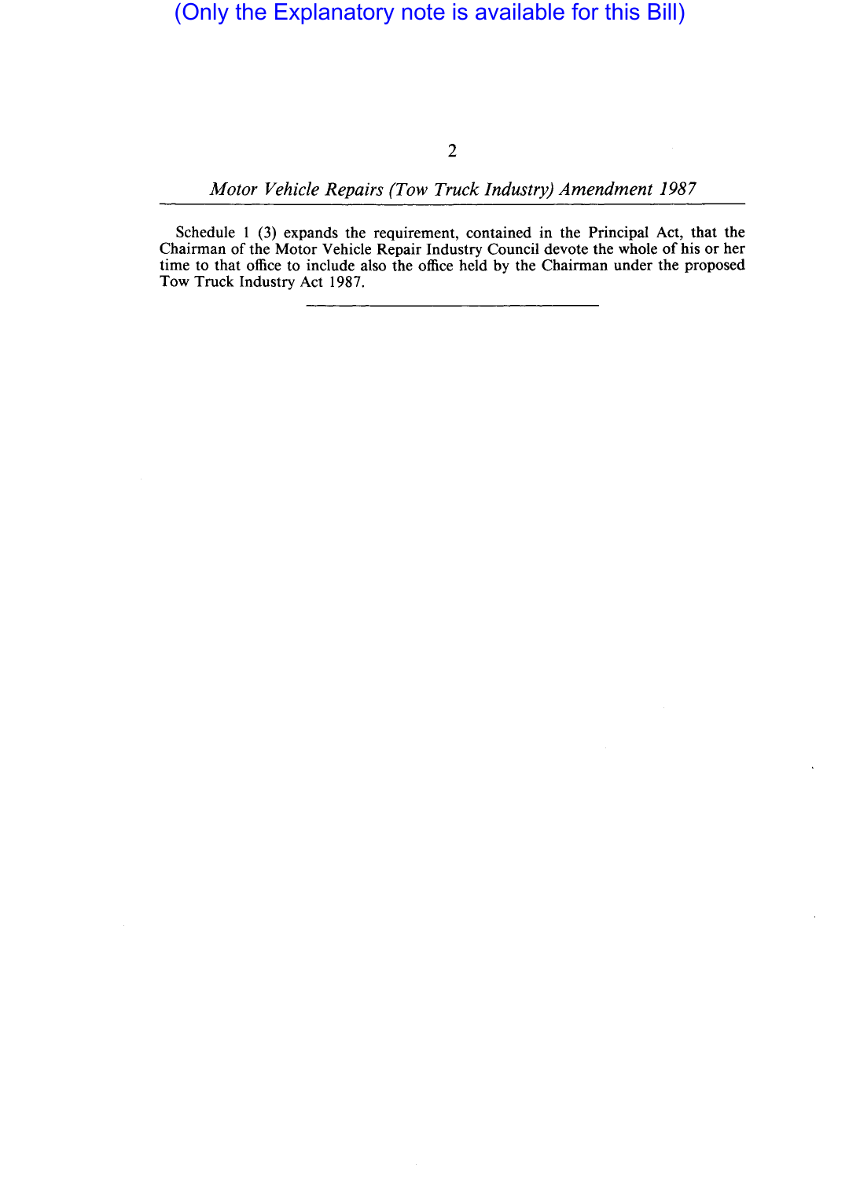Schedule 1 (3) expands the requirement, contained in the Principal Act, that the Chairman of the Motor Vehicle Repair Industry Council devote the whole of his or her time to that office to include also the office held by the Chairman under the proposed Tow Truck Industry Act 1987.